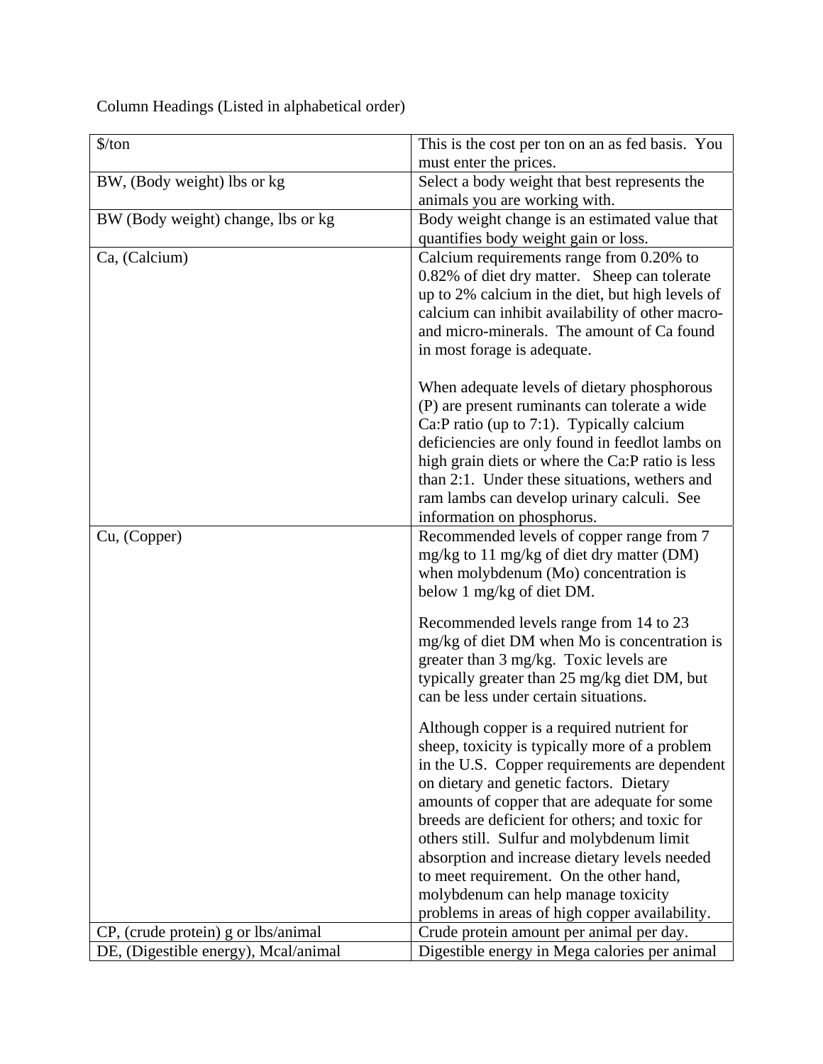Column Headings (Listed in alphabetical order)

| | |
|---|---|
| $/ton | This is the cost per ton on an as fed basis. You must enter the prices. |
| BW, (Body weight) lbs or kg | Select a body weight that best represents the animals you are working with. |
| BW (Body weight) change, lbs or kg | Body weight change is an estimated value that quantifies body weight gain or loss. |
| Ca, (Calcium) | Calcium requirements range from 0.20% to 0.82% of diet dry matter. Sheep can tolerate up to 2% calcium in the diet, but high levels of calcium can inhibit availability of other macro- and micro-minerals. The amount of Ca found in most forage is adequate.<br><br>When adequate levels of dietary phosphorous (P) are present ruminants can tolerate a wide Ca:P ratio (up to 7:1). Typically calcium deficiencies are only found in feedlot lambs on high grain diets or where the Ca:P ratio is less than 2:1. Under these situations, wethers and ram lambs can develop urinary calculi. See information on phosphorus. |
| Cu, (Copper) | Recommended levels of copper range from 7 mg/kg to 11 mg/kg of diet dry matter (DM) when molybdenum (Mo) concentration is below 1 mg/kg of diet DM.<br><br>Recommended levels range from 14 to 23 mg/kg of diet DM when Mo is concentration is greater than 3 mg/kg. Toxic levels are typically greater than 25 mg/kg diet DM, but can be less under certain situations.<br><br>Although copper is a required nutrient for sheep, toxicity is typically more of a problem in the U.S. Copper requirements are dependent on dietary and genetic factors. Dietary amounts of copper that are adequate for some breeds are deficient for others; and toxic for others still. Sulfur and molybdenum limit absorption and increase dietary levels needed to meet requirement. On the other hand, molybdenum can help manage toxicity problems in areas of high copper availability. |
| CP, (crude protein) g or lbs/animal | Crude protein amount per animal per day. |
| DE, (Digestible energy), Mcal/animal | Digestible energy in Mega calories per animal |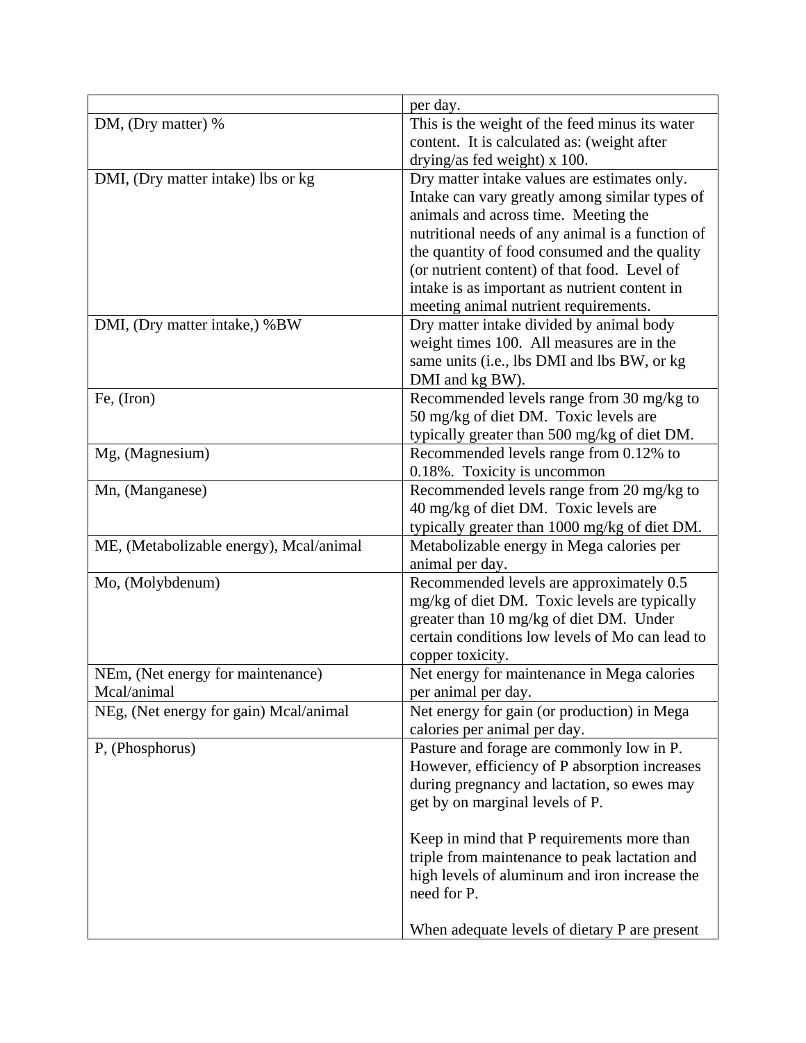| | |
|---|---|
| | per day. |
| DM, (Dry matter) % | This is the weight of the feed minus its water content. It is calculated as: (weight after drying/as fed weight) x 100. |
| DMI, (Dry matter intake) lbs or kg | Dry matter intake values are estimates only. Intake can vary greatly among similar types of animals and across time. Meeting the nutritional needs of any animal is a function of the quantity of food consumed and the quality (or nutrient content) of that food. Level of intake is as important as nutrient content in meeting animal nutrient requirements. |
| DMI, (Dry matter intake,) %BW | Dry matter intake divided by animal body weight times 100. All measures are in the same units (i.e., lbs DMI and lbs BW, or kg DMI and kg BW). |
| Fe, (Iron) | Recommended levels range from 30 mg/kg to 50 mg/kg of diet DM. Toxic levels are typically greater than 500 mg/kg of diet DM. |
| Mg, (Magnesium) | Recommended levels range from 0.12% to 0.18%. Toxicity is uncommon |
| Mn, (Manganese) | Recommended levels range from 20 mg/kg to 40 mg/kg of diet DM. Toxic levels are typically greater than 1000 mg/kg of diet DM. |
| ME, (Metabolizable energy), Mcal/animal | Metabolizable energy in Mega calories per animal per day. |
| Mo, (Molybdenum) | Recommended levels are approximately 0.5 mg/kg of diet DM. Toxic levels are typically greater than 10 mg/kg of diet DM. Under certain conditions low levels of Mo can lead to copper toxicity. |
| NEm, (Net energy for maintenance) Mcal/animal | Net energy for maintenance in Mega calories per animal per day. |
| NEg, (Net energy for gain) Mcal/animal | Net energy for gain (or production) in Mega calories per animal per day. |
| P, (Phosphorus) | Pasture and forage are commonly low in P. However, efficiency of P absorption increases during pregnancy and lactation, so ewes may get by on marginal levels of P. <br><br> Keep in mind that P requirements more than triple from maintenance to peak lactation and high levels of aluminum and iron increase the need for P. <br><br> When adequate levels of dietary P are present |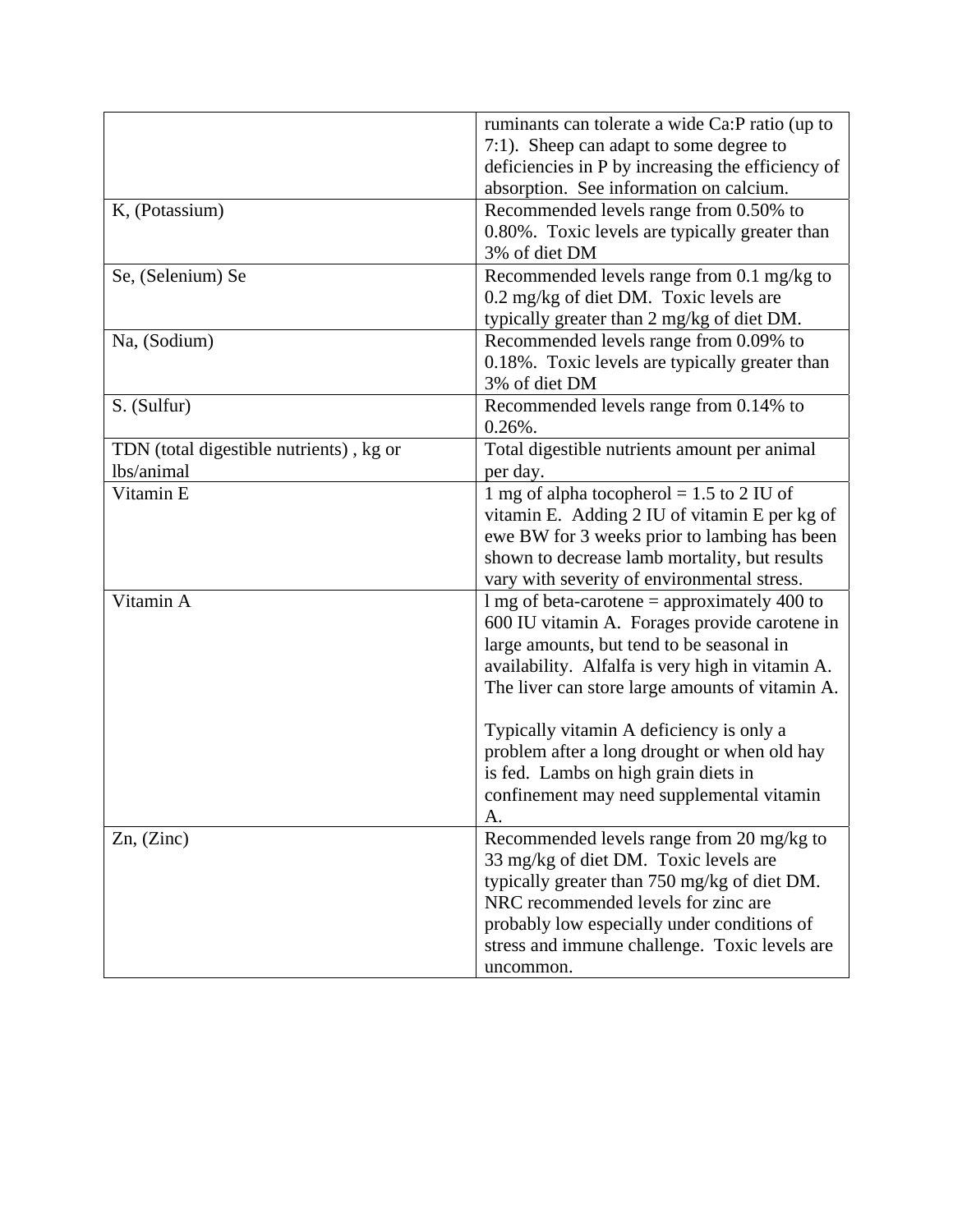| | |
|---|---|
| | ruminants can tolerate a wide Ca:P ratio (up to 7:1). Sheep can adapt to some degree to deficiencies in P by increasing the efficiency of absorption. See information on calcium. |
| K, (Potassium) | Recommended levels range from 0.50% to 0.80%. Toxic levels are typically greater than 3% of diet DM |
| Se, (Selenium) Se | Recommended levels range from 0.1 mg/kg to 0.2 mg/kg of diet DM. Toxic levels are typically greater than 2 mg/kg of diet DM. |
| Na, (Sodium) | Recommended levels range from 0.09% to 0.18%. Toxic levels are typically greater than 3% of diet DM |
| S. (Sulfur) | Recommended levels range from 0.14% to 0.26%. |
| TDN (total digestible nutrients) , kg or lbs/animal | Total digestible nutrients amount per animal per day. |
| Vitamin E | 1 mg of alpha tocopherol = 1.5 to 2 IU of vitamin E. Adding 2 IU of vitamin E per kg of ewe BW for 3 weeks prior to lambing has been shown to decrease lamb mortality, but results vary with severity of environmental stress. |
| Vitamin A | l mg of beta-carotene = approximately 400 to 600 IU vitamin A. Forages provide carotene in large amounts, but tend to be seasonal in availability. Alfalfa is very high in vitamin A. The liver can store large amounts of vitamin A.<br><br>Typically vitamin A deficiency is only a problem after a long drought or when old hay is fed. Lambs on high grain diets in confinement may need supplemental vitamin A. |
| Zn, (Zinc) | Recommended levels range from 20 mg/kg to 33 mg/kg of diet DM. Toxic levels are typically greater than 750 mg/kg of diet DM. NRC recommended levels for zinc are probably low especially under conditions of stress and immune challenge. Toxic levels are uncommon. |